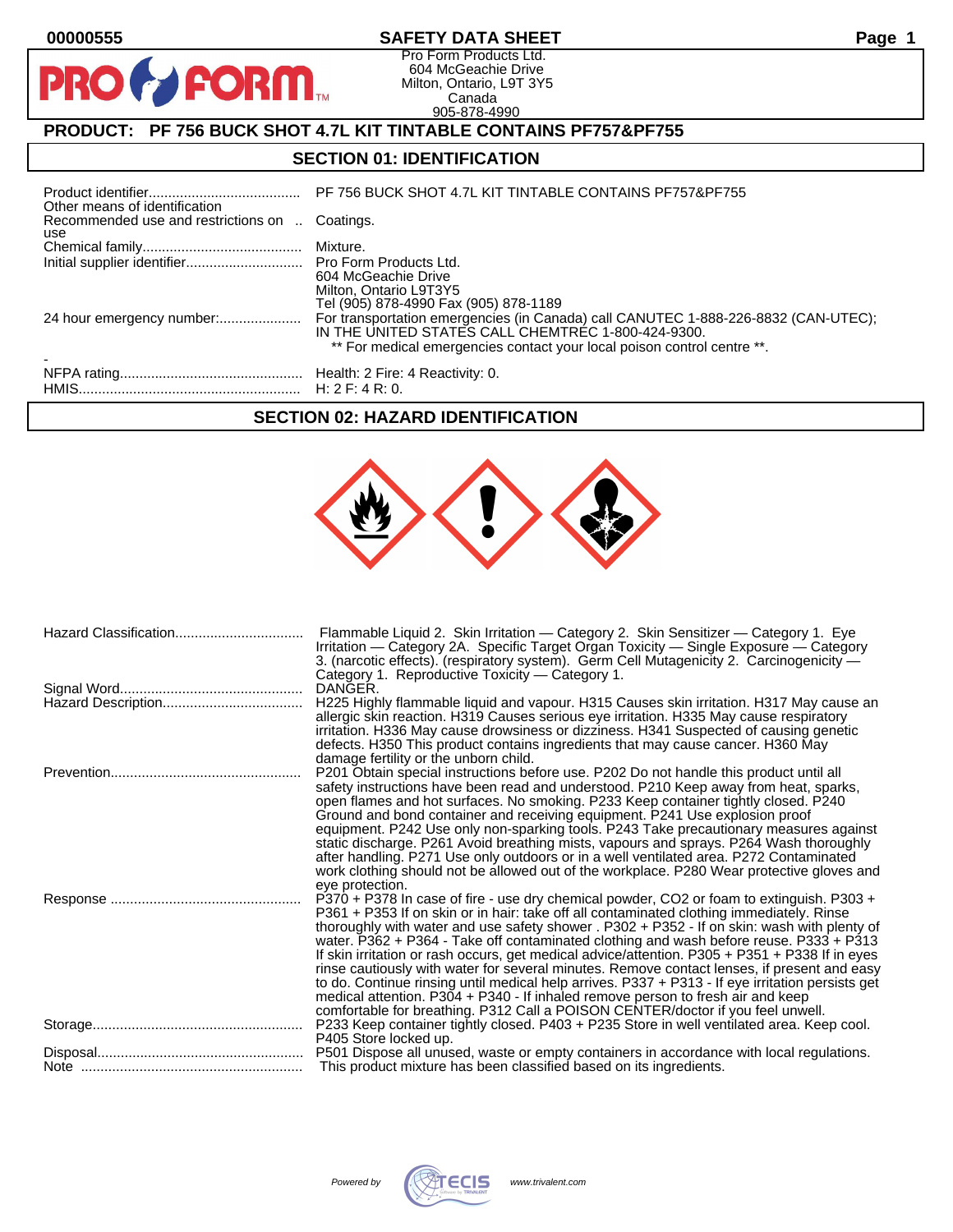# SAFETY DATA SHEET

Pro Form Products Ltd.
604 McGeachie Drive
Milton, Ontario, L9T 3Y5
Canada
905-878-4990

## PRODUCT: PF 756 BUCK SHOT 4.7L KIT TINTABLE CONTAINS PF757&PF755

## SECTION 01: IDENTIFICATION

| | |
|---|---|
| Product identifier | PF 756 BUCK SHOT 4.7L KIT TINTABLE CONTAINS PF757&PF755 |
| Other means of identification | |
| Recommended use and restrictions on use | Coatings. |
| Chemical family | Mixture. |
| Initial supplier identifier | Pro Form Products Ltd.<br>604 McGeachie Drive<br>Milton, Ontario L9T3Y5<br>Tel (905) 878-4990 Fax (905) 878-1189 |
| 24 hour emergency number: | For transportation emergencies (in Canada) call CANUTEC 1-888-226-8832 (CAN-UTEC); IN THE UNITED STATES CALL CHEMTREC 1-800-424-9300.<br>** For medical emergencies contact your local poison control centre **. |
| - | |
| NFPA rating | Health: 2 Fire: 4 Reactivity: 0. |
| HMIS | H: 2 F: 4 R: 0. |

## SECTION 02: HAZARD IDENTIFICATION

| | |
|---|---|
| Hazard Classification | Flammable Liquid 2. Skin Irritation — Category 2. Skin Sensitizer — Category 1. Eye Irritation — Category 2A. Specific Target Organ Toxicity — Single Exposure — Category 3. (narcotic effects). (respiratory system). Germ Cell Mutagenicity 2. Carcinogenicity — Category 1. Reproductive Toxicity — Category 1. |
| Signal Word | DANGER. |
| Hazard Description | H225 Highly flammable liquid and vapour. H315 Causes skin irritation. H317 May cause an allergic skin reaction. H319 Causes serious eye irritation. H335 May cause respiratory irritation. H336 May cause drowsiness or dizziness. H341 Suspected of causing genetic defects. H350 This product contains ingredients that may cause cancer. H360 May damage fertility or the unborn child. |
| Prevention | P201 Obtain special instructions before use. P202 Do not handle this product until all safety instructions have been read and understood. P210 Keep away from heat, sparks, open flames and hot surfaces. No smoking. P233 Keep container tightly closed. P240 Ground and bond container and receiving equipment. P241 Use explosion proof equipment. P242 Use only non-sparking tools. P243 Take precautionary measures against static discharge. P261 Avoid breathing mists, vapours and sprays. P264 Wash thoroughly after handling. P271 Use only outdoors or in a well ventilated area. P272 Contaminated work clothing should not be allowed out of the workplace. P280 Wear protective gloves and eye protection. |
| Response | P370 + P378 In case of fire - use dry chemical powder, CO2 or foam to extinguish. P303 + P361 + P353 If on skin or in hair: take off all contaminated clothing immediately. Rinse thoroughly with water and use safety shower . P302 + P352 - If on skin: wash with plenty of water. P362 + P364 - Take off contaminated clothing and wash before reuse. P333 + P313 If skin irritation or rash occurs, get medical advice/attention. P305 + P351 + P338 If in eyes rinse cautiously with water for several minutes. Remove contact lenses, if present and easy to do. Continue rinsing until medical help arrives. P337 + P313 - If eye irritation persists get medical attention. P304 + P340 - If inhaled remove person to fresh air and keep comfortable for breathing. P312 Call a POISON CENTER/doctor if you feel unwell. |
| Storage | P233 Keep container tightly closed. P403 + P235 Store in well ventilated area. Keep cool. P405 Store locked up. |
| Disposal | P501 Dispose all unused, waste or empty containers in accordance with local regulations. |
| Note | This product mixture has been classified based on its ingredients. |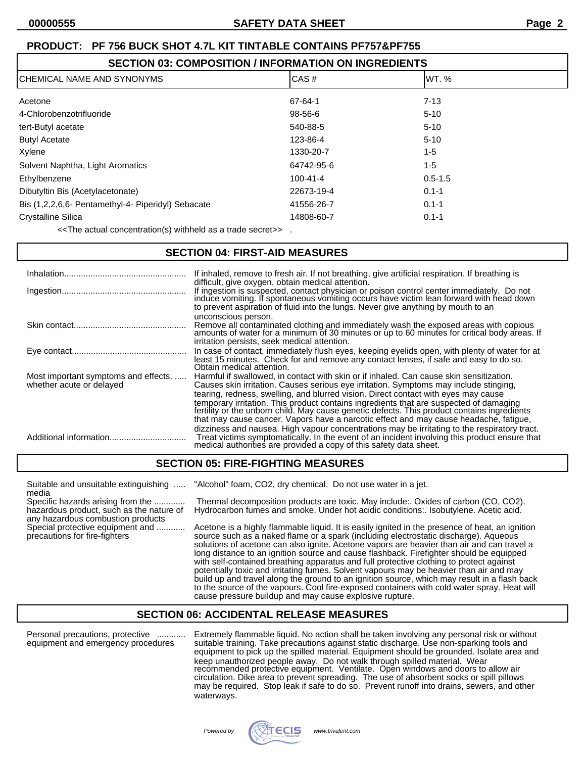**PRODUCT: PF 756 BUCK SHOT 4.7L KIT TINTABLE CONTAINS PF757&PF755**

## SECTION 03: COMPOSITION / INFORMATION ON INGREDIENTS

| CHEMICAL NAME AND SYNONYMS | CAS # | WT. % |
|---|---|---|
| Acetone | 67-64-1 | 7-13 |
| 4-Chlorobenzotrifluoride | 98-56-6 | 5-10 |
| tert-Butyl acetate | 540-88-5 | 5-10 |
| Butyl Acetate | 123-86-4 | 5-10 |
| Xylene | 1330-20-7 | 1-5 |
| Solvent Naphtha, Light Aromatics | 64742-95-6 | 1-5 |
| Ethylbenzene | 100-41-4 | 0.5-1.5 |
| Dibutyltin Bis (Acetylacetonate) | 22673-19-4 | 0.1-1 |
| Bis (1,2,2,6,6- Pentamethyl-4- Piperidyl) Sebacate | 41556-26-7 | 0.1-1 |
| Crystalline Silica | 14808-60-7 | 0.1-1 |

<<The actual concentration(s) withheld as a trade secret>> .

## SECTION 04: FIRST-AID MEASURES

**Inhalation**: If inhaled, remove to fresh air. If not breathing, give artificial respiration. If breathing is difficult, give oxygen, obtain medical attention.

**Ingestion**: If ingestion is suspected, contact physician or poison control center immediately. Do not induce vomiting. If spontaneous vomiting occurs have victim lean forward with head down to prevent aspiration of fluid into the lungs. Never give anything by mouth to an unconscious person.

**Skin contact**: Remove all contaminated clothing and immediately wash the exposed areas with copious amounts of water for a minimum of 30 minutes or up to 60 minutes for critical body areas. If irritation persists, seek medical attention.

**Eye contact**: In case of contact, immediately flush eyes, keeping eyelids open, with plenty of water for at least 15 minutes. Check for and remove any contact lenses, if safe and easy to do so. Obtain medical attention.

**Most important symptoms and effects, whether acute or delayed**: Harmful if swallowed, in contact with skin or if inhaled. Can cause skin sensitization. Causes skin irritation. Causes serious eye irritation. Symptoms may include stinging, tearing, redness, swelling, and blurred vision. Direct contact with eyes may cause temporary irritation. This product contains ingredients that are suspected of damaging fertility or the unborn child. May cause genetic defects. This product contains ingredients that may cause cancer. Vapors have a narcotic effect and may cause headache, fatigue, dizziness and nausea. High vapour concentrations may be irritating to the respiratory tract.

**Additional information**: Treat victims symptomatically. In the event of an incident involving this product ensure that medical authorities are provided a copy of this safety data sheet.

## SECTION 05: FIRE-FIGHTING MEASURES

**Suitable and unsuitable extinguishing media**: "Alcohol" foam, $CO_2$, dry chemical. Do not use water in a jet.

**Specific hazards arising from the hazardous product, such as the nature of any hazardous combustion products**: Thermal decomposition products are toxic. May include:. Oxides of carbon (CO, $CO_2$). Hydrocarbon fumes and smoke. Under hot acidic conditions:. Isobutylene. Acetic acid.

**Special protective equipment and precautions for fire-fighters**: Acetone is a highly flammable liquid. It is easily ignited in the presence of heat, an ignition source such as a naked flame or a spark (including electrostatic discharge). Aqueous solutions of acetone can also ignite. Acetone vapors are heavier than air and can travel a long distance to an ignition source and cause flashback. Firefighter should be equipped with self-contained breathing apparatus and full protective clothing to protect against potentially toxic and irritating fumes. Solvent vapours may be heavier than air and may build up and travel along the ground to an ignition source, which may result in a flash back to the source of the vapours. Cool fire-exposed containers with cold water spray. Heat will cause pressure buildup and may cause explosive rupture.

## SECTION 06: ACCIDENTAL RELEASE MEASURES

**Personal precautions, protective equipment and emergency procedures**: Extremely flammable liquid. No action shall be taken involving any personal risk or without suitable training. Take precautions against static discharge. Use non-sparking tools and equipment to pick up the spilled material. Equipment should be grounded. Isolate area and keep unauthorized people away. Do not walk through spilled material. Wear recommended protective equipment. Ventilate. Open windows and doors to allow air circulation. Dike area to prevent spreading. The use of absorbent socks or spill pillows may be required. Stop leak if safe to do so. Prevent runoff into drains, sewers, and other waterways.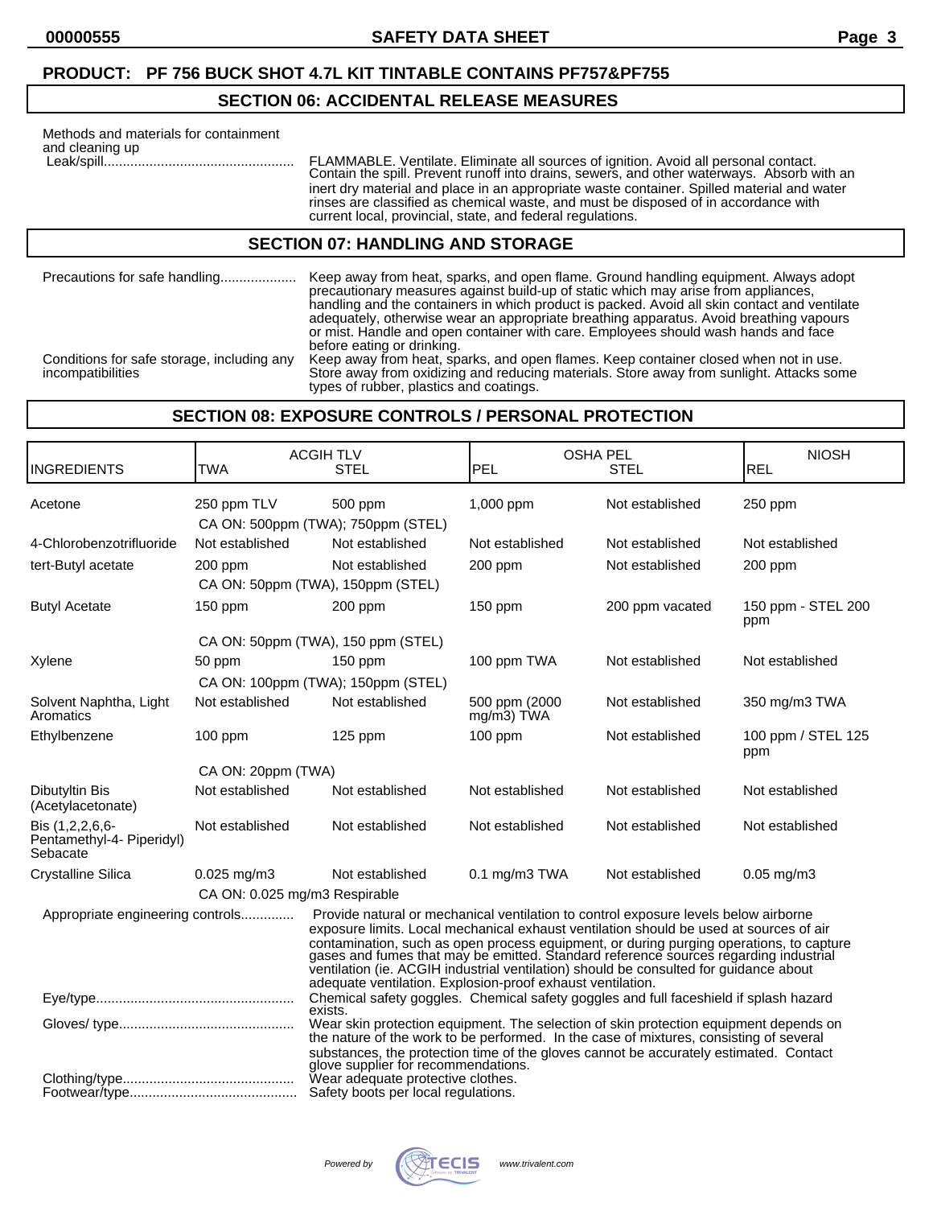**PRODUCT: PF 756 BUCK SHOT 4.7L KIT TINTABLE CONTAINS PF757&PF755**

## SECTION 06: ACCIDENTAL RELEASE MEASURES

Methods and materials for containment and cleaning up

Leak/spill.................................................. FLAMMABLE. Ventilate. Eliminate all sources of ignition. Avoid all personal contact. Contain the spill. Prevent runoff into drains, sewers, and other waterways. Absorb with an inert dry material and place in an appropriate waste container. Spilled material and water rinses are classified as chemical waste, and must be disposed of in accordance with current local, provincial, state, and federal regulations.

## SECTION 07: HANDLING AND STORAGE

Precautions for safe handling.................... Keep away from heat, sparks, and open flame. Ground handling equipment. Always adopt precautionary measures against build-up of static which may arise from appliances, handling and the containers in which product is packed. Avoid all skin contact and ventilate adequately, otherwise wear an appropriate breathing apparatus. Avoid breathing vapours or mist. Handle and open container with care. Employees should wash hands and face before eating or drinking.

Conditions for safe storage, including any incompatibilities: Keep away from heat, sparks, and open flames. Keep container closed when not in use. Store away from oxidizing and reducing materials. Store away from sunlight. Attacks some types of rubber, plastics and coatings.

## SECTION 08: EXPOSURE CONTROLS / PERSONAL PROTECTION

| INGREDIENTS | ACGIH TLV | | OSHA PEL | | NIOSH |
|---|---|---|---|---|---|
| | TWA | STEL | PEL | STEL | REL |
| Acetone | 250 ppm TLV | 500 ppm | 1,000 ppm | Not established | 250 ppm |
| | CA ON: 500ppm (TWA); 750ppm (STEL) | | | | |
| 4-Chlorobenzotrifluoride | Not established | Not established | Not established | Not established | Not established |
| tert-Butyl acetate | 200 ppm | Not established | 200 ppm | Not established | 200 ppm |
| | CA ON: 50ppm (TWA), 150ppm (STEL) | | | | |
| Butyl Acetate | 150 ppm | 200 ppm | 150 ppm | 200 ppm vacated | 150 ppm - STEL 200 ppm |
| | CA ON: 50ppm (TWA), 150 ppm (STEL) | | | | |
| Xylene | 50 ppm | 150 ppm | 100 ppm TWA | Not established | Not established |
| | CA ON: 100ppm (TWA); 150ppm (STEL) | | | | |
| Solvent Naphtha, Light Aromatics | Not established | Not established | 500 ppm (2000 mg/m3) TWA | Not established | 350 mg/m3 TWA |
| Ethylbenzene | 100 ppm | 125 ppm | 100 ppm | Not established | 100 ppm / STEL 125 ppm |
| | CA ON: 20ppm (TWA) | | | | |
| Dibutyltin Bis (Acetylacetonate) | Not established | Not established | Not established | Not established | Not established |
| Bis (1,2,2,6,6-Pentamethyl-4- Piperidyl) Sebacate | Not established | Not established | Not established | Not established | Not established |
| Crystalline Silica | 0.025 mg/m3 | Not established | 0.1 mg/m3 TWA | Not established | 0.05 mg/m3 |
| | CA ON: 0.025 mg/m3 Respirable | | | | |

Appropriate engineering controls.............. Provide natural or mechanical ventilation to control exposure levels below airborne exposure limits. Local mechanical exhaust ventilation should be used at sources of air contamination, such as open process equipment, or during purging operations, to capture gases and fumes that may be emitted. Standard reference sources regarding industrial ventilation (ie. ACGIH industrial ventilation) should be consulted for guidance about adequate ventilation. Explosion-proof exhaust ventilation.

Eye/type.................................................... Chemical safety goggles. Chemical safety goggles and full faceshield if splash hazard exists.

Gloves/ type.............................................. Wear skin protection equipment. The selection of skin protection equipment depends on the nature of the work to be performed. In the case of mixtures, consisting of several substances, the protection time of the gloves cannot be accurately estimated. Contact glove supplier for recommendations.

Clothing/type............................................. Wear adequate protective clothes.

Footwear/type............................................ Safety boots per local regulations.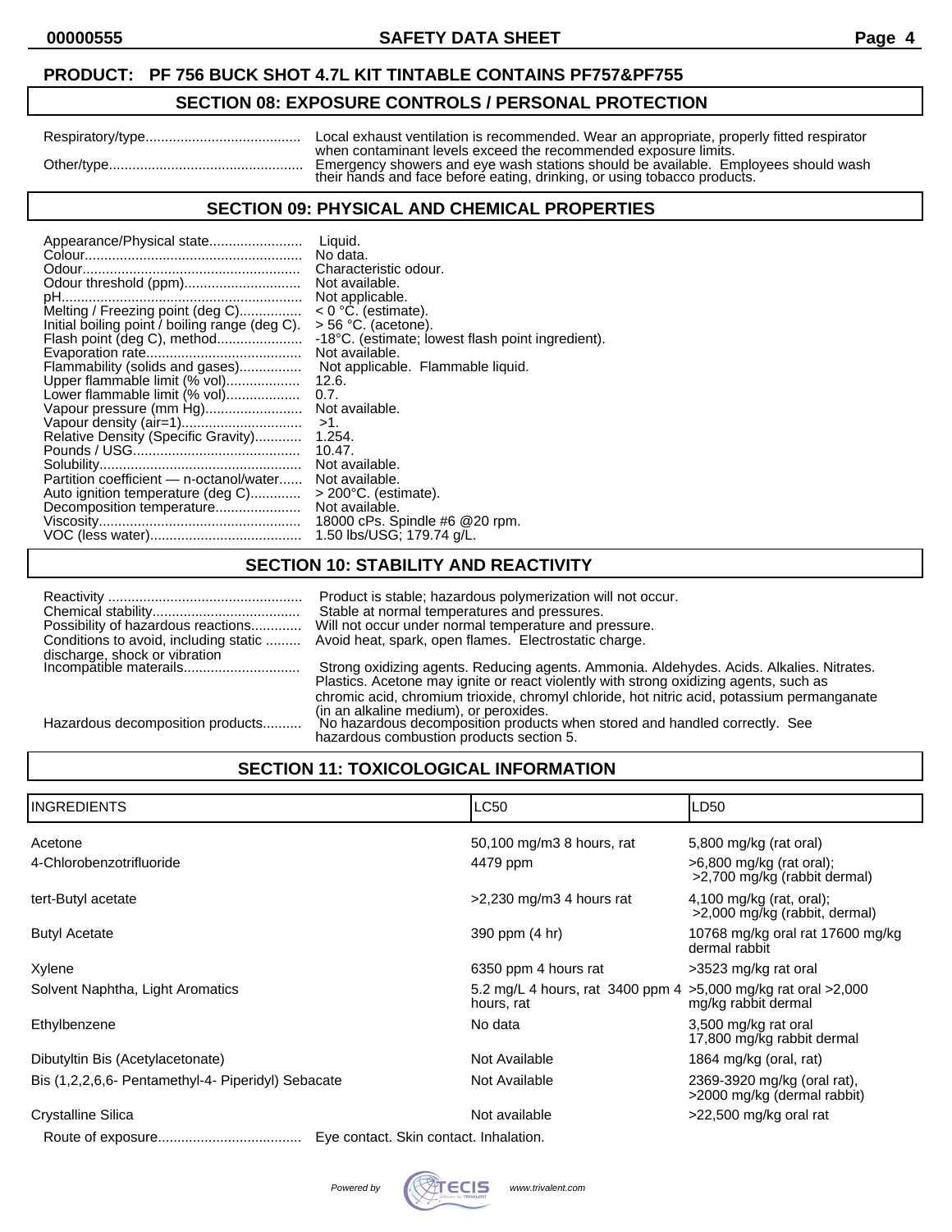**PRODUCT: PF 756 BUCK SHOT 4.7L KIT TINTABLE CONTAINS PF757&PF755**

## SECTION 08: EXPOSURE CONTROLS / PERSONAL PROTECTION

Respiratory/type........................................ Local exhaust ventilation is recommended. Wear an appropriate, properly fitted respirator when contaminant levels exceed the recommended exposure limits.

Other/type.................................................. Emergency showers and eye wash stations should be available. Employees should wash their hands and face before eating, drinking, or using tobacco products.

## SECTION 09: PHYSICAL AND CHEMICAL PROPERTIES

Appearance/Physical state........................ Liquid.
Colour........................................................ No data.
Odour........................................................ Characteristic odour.
Odour threshold (ppm).............................. Not available.
pH.............................................................. Not applicable.
Melting / Freezing point (deg C)................ < 0 °C. (estimate).
Initial boiling point / boiling range (deg C). > 56 °C. (acetone).
Flash point (deg C), method...................... -18°C. (estimate; lowest flash point ingredient).
Evaporation rate........................................ Not available.
Flammability (solids and gases)................ Not applicable. Flammable liquid.
Upper flammable limit (% vol).................. 12.6.
Lower flammable limit (% vol).................. 0.7.
Vapour pressure (mm Hg)......................... Not available.
Vapour density (air=1)............................... >1.
Relative Density (Specific Gravity)............ 1.254.
Pounds / USG........................................... 10.47.
Solubility.................................................... Not available.
Partition coefficient — n-octanol/water...... Not available.
Auto ignition temperature (deg C)............. > 200°C. (estimate).
Decomposition temperature...................... Not available.
Viscosity.................................................... 18000 cPs. Spindle #6 @20 rpm.
VOC (less water)....................................... 1.50 lbs/USG; 179.74 g/L.

## SECTION 10: STABILITY AND REACTIVITY

Reactivity .................................................. Product is stable; hazardous polymerization will not occur.
Chemical stability...................................... Stable at normal temperatures and pressures.
Possibility of hazardous reactions............. Will not occur under normal temperature and pressure.
Conditions to avoid, including static discharge, shock or vibration ......... Avoid heat, spark, open flames. Electrostatic charge.
Incompatible materails.............................. Strong oxidizing agents. Reducing agents. Ammonia. Aldehydes. Acids. Alkalies. Nitrates. Plastics. Acetone may ignite or react violently with strong oxidizing agents, such as chromic acid, chromium trioxide, chromyl chloride, hot nitric acid, potassium permanganate (in an alkaline medium), or peroxides.
Hazardous decomposition products.......... No hazardous decomposition products when stored and handled correctly. See hazardous combustion products section 5.

## SECTION 11: TOXICOLOGICAL INFORMATION

| INGREDIENTS | LC50 | LD50 |
|---|---|---|
| Acetone | 50,100 mg/m3 8 hours, rat | 5,800 mg/kg (rat oral) |
| 4-Chlorobenzotrifluoride | 4479 ppm | >6,800 mg/kg (rat oral); >2,700 mg/kg (rabbit dermal) |
| tert-Butyl acetate | >2,230 mg/m3 4 hours rat | 4,100 mg/kg (rat, oral); >2,000 mg/kg (rabbit, dermal) |
| Butyl Acetate | 390 ppm (4 hr) | 10768 mg/kg oral rat 17600 mg/kg dermal rabbit |
| Xylene | 6350 ppm 4 hours rat | >3523 mg/kg rat oral |
| Solvent Naphtha, Light Aromatics | 5.2 mg/L 4 hours, rat 3400 ppm 4 hours, rat | >5,000 mg/kg rat oral >2,000 mg/kg rabbit dermal |
| Ethylbenzene | No data | 3,500 mg/kg rat oral 17,800 mg/kg rabbit dermal |
| Dibutyltin Bis (Acetylacetonate) | Not Available | 1864 mg/kg (oral, rat) |
| Bis (1,2,2,6,6- Pentamethyl-4- Piperidyl) Sebacate | Not Available | 2369-3920 mg/kg (oral rat), >2000 mg/kg (dermal rabbit) |
| Crystalline Silica | Not available | >22,500 mg/kg oral rat |

Route of exposure..................................... Eye contact. Skin contact. Inhalation.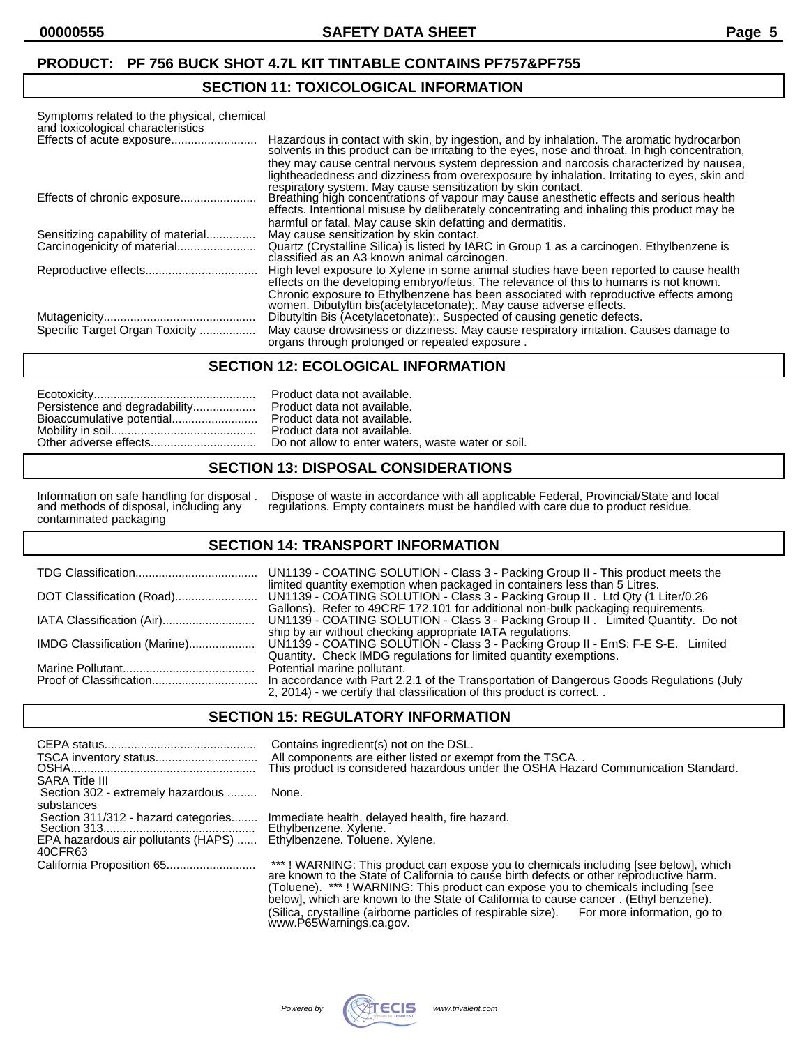**PRODUCT: PF 756 BUCK SHOT 4.7L KIT TINTABLE CONTAINS PF757&PF755**

## SECTION 11: TOXICOLOGICAL INFORMATION

Symptoms related to the physical, chemical and toxicological characteristics

| | |
|---|---|
| Effects of acute exposure | Hazardous in contact with skin, by ingestion, and by inhalation. The aromatic hydrocarbon solvents in this product can be irritating to the eyes, nose and throat. In high concentration, they may cause central nervous system depression and narcosis characterized by nausea, lightheadedness and dizziness from overexposure by inhalation. Irritating to eyes, skin and respiratory system. May cause sensitization by skin contact. |
| Effects of chronic exposure | Breathing high concentrations of vapour may cause anesthetic effects and serious health effects. Intentional misuse by deliberately concentrating and inhaling this product may be harmful or fatal. May cause skin defatting and dermatitis. |
| Sensitizing capability of material | May cause sensitization by skin contact. |
| Carcinogenicity of material | Quartz (Crystalline Silica) is listed by IARC in Group 1 as a carcinogen. Ethylbenzene is classified as an A3 known animal carcinogen. |
| Reproductive effects | High level exposure to Xylene in some animal studies have been reported to cause health effects on the developing embryo/fetus. The relevance of this to humans is not known. Chronic exposure to Ethylbenzene has been associated with reproductive effects among women. Dibutyltin bis(acetylacetonate);. May cause adverse effects. |
| Mutagenicity | Dibutyltin Bis (Acetylacetonate):. Suspected of causing genetic defects. |
| Specific Target Organ Toxicity | May cause drowsiness or dizziness. May cause respiratory irritation. Causes damage to organs through prolonged or repeated exposure . |

## SECTION 12: ECOLOGICAL INFORMATION

| | |
|---|---|
| Ecotoxicity | Product data not available. |
| Persistence and degradability | Product data not available. |
| Bioaccumulative potential | Product data not available. |
| Mobility in soil | Product data not available. |
| Other adverse effects | Do not allow to enter waters, waste water or soil. |

## SECTION 13: DISPOSAL CONSIDERATIONS

| | |
|---|---|
| Information on safe handling for disposal . and methods of disposal, including any contaminated packaging | Dispose of waste in accordance with all applicable Federal, Provincial/State and local regulations. Empty containers must be handled with care due to product residue. |

## SECTION 14: TRANSPORT INFORMATION

| | |
|---|---|
| TDG Classification | UN1139 - COATING SOLUTION - Class 3 - Packing Group II - This product meets the limited quantity exemption when packaged in containers less than 5 Litres. |
| DOT Classification (Road) | UN1139 - COATING SOLUTION - Class 3 - Packing Group II . Ltd Qty (1 Liter/0.26 Gallons). Refer to 49CRF 172.101 for additional non-bulk packaging requirements. |
| IATA Classification (Air) | UN1139 - COATING SOLUTION - Class 3 - Packing Group II . Limited Quantity. Do not ship by air without checking appropriate IATA regulations. |
| IMDG Classification (Marine) | UN1139 - COATING SOLUTION - Class 3 - Packing Group II - EmS: F-E S-E. Limited Quantity. Check IMDG regulations for limited quantity exemptions. |
| Marine Pollutant | Potential marine pollutant. |
| Proof of Classification | In accordance with Part 2.2.1 of the Transportation of Dangerous Goods Regulations (July 2, 2014) - we certify that classification of this product is correct. . |

## SECTION 15: REGULATORY INFORMATION

| | |
|---|---|
| CEPA status | Contains ingredient(s) not on the DSL. |
| TSCA inventory status | All components are either listed or exempt from the TSCA. . |
| OSHA | This product is considered hazardous under the OSHA Hazard Communication Standard. |
| SARA Title III | |
| Section 302 - extremely hazardous substances | None. |
| Section 311/312 - hazard categories | Immediate health, delayed health, fire hazard. |
| Section 313 | Ethylbenzene. Xylene. |
| EPA hazardous air pollutants (HAPS) 40CFR63 | Ethylbenzene. Toluene. Xylene. |
| California Proposition 65 | *** ! WARNING: This product can expose you to chemicals including [see below], which are known to the State of California to cause birth defects or other reproductive harm. (Toluene). *** ! WARNING: This product can expose you to chemicals including [see below], which are known to the State of California to cause cancer . (Ethyl benzene). (Silica, crystalline (airborne particles of respirable size). For more information, go to www.P65Warnings.ca.gov. |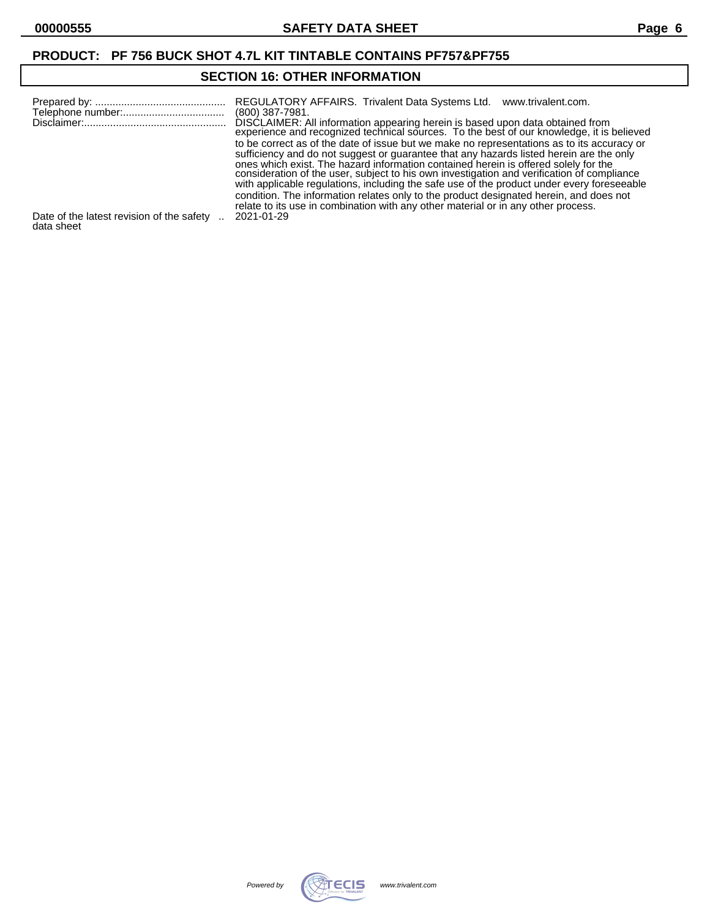**PRODUCT: PF 756 BUCK SHOT 4.7L KIT TINTABLE CONTAINS PF757&PF755**

## SECTION 16: OTHER INFORMATION

| | |
|---|---|
| Prepared by: | REGULATORY AFFAIRS. Trivalent Data Systems Ltd. www.trivalent.com. |
| Telephone number: | (800) 387-7981. |
| Disclaimer: | DISCLAIMER: All information appearing herein is based upon data obtained from experience and recognized technical sources. To the best of our knowledge, it is believed to be correct as of the date of issue but we make no representations as to its accuracy or sufficiency and do not suggest or guarantee that any hazards listed herein are the only ones which exist. The hazard information contained herein is offered solely for the consideration of the user, subject to his own investigation and verification of compliance with applicable regulations, including the safe use of the product under every foreseeable condition. The information relates only to the product designated herein, and does not relate to its use in combination with any other material or in any other process. |
| Date of the latest revision of the safety data sheet | 2021-01-29 |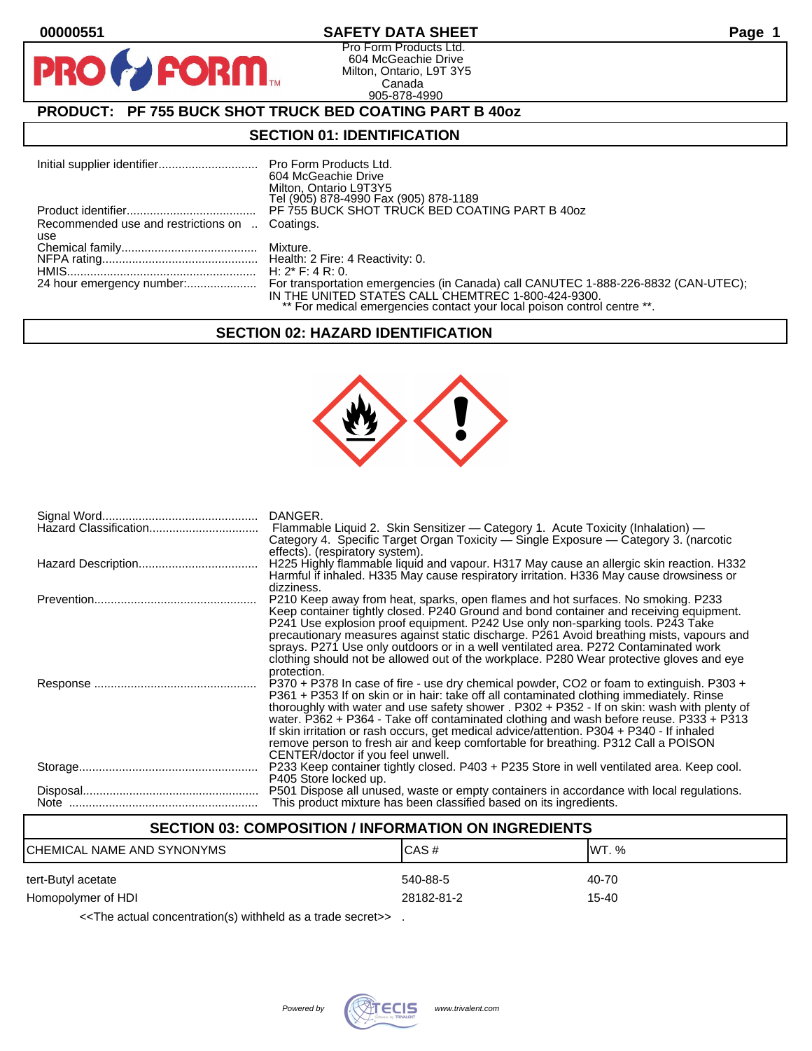00000551 **SAFETY DATA SHEET**

Pro Form Products Ltd.
604 McGeachie Drive
Milton, Ontario, L9T 3Y5
Canada
905-878-4990

## PRODUCT: PF 755 BUCK SHOT TRUCK BED COATING PART B 40oz

## SECTION 01: IDENTIFICATION

| | |
|---|---|
| Initial supplier identifier | Pro Form Products Ltd.<br>604 McGeachie Drive<br>Milton, Ontario L9T3Y5<br>Tel (905) 878-4990 Fax (905) 878-1189 |
| Product identifier | PF 755 BUCK SHOT TRUCK BED COATING PART B 40oz |
| Recommended use and restrictions on use | Coatings. |
| Chemical family | Mixture. |
| NFPA rating | Health: 2 Fire: 4 Reactivity: 0. |
| HMIS | H: 2* F: 4 R: 0. |
| 24 hour emergency number: | For transportation emergencies (in Canada) call CANUTEC 1-888-226-8832 (CAN-UTEC); IN THE UNITED STATES CALL CHEMTREC 1-800-424-9300.<br>** For medical emergencies contact your local poison control centre **. |

## SECTION 02: HAZARD IDENTIFICATION

| | |
|---|---|
| Signal Word | DANGER. |
| Hazard Classification | Flammable Liquid 2. Skin Sensitizer — Category 1. Acute Toxicity (Inhalation) — Category 4. Specific Target Organ Toxicity — Single Exposure — Category 3. (narcotic effects). (respiratory system). |
| Hazard Description | H225 Highly flammable liquid and vapour. H317 May cause an allergic skin reaction. H332 Harmful if inhaled. H335 May cause respiratory irritation. H336 May cause drowsiness or dizziness. |
| Prevention | P210 Keep away from heat, sparks, open flames and hot surfaces. No smoking. P233 Keep container tightly closed. P240 Ground and bond container and receiving equipment. P241 Use explosion proof equipment. P242 Use only non-sparking tools. P243 Take precautionary measures against static discharge. P261 Avoid breathing mists, vapours and sprays. P271 Use only outdoors or in a well ventilated area. P272 Contaminated work clothing should not be allowed out of the workplace. P280 Wear protective gloves and eye protection. |
| Response | P370 + P378 In case of fire - use dry chemical powder, CO2 or foam to extinguish. P303 + P361 + P353 If on skin or in hair: take off all contaminated clothing immediately. Rinse thoroughly with water and use safety shower . P302 + P352 - If on skin: wash with plenty of water. P362 + P364 - Take off contaminated clothing and wash before reuse. P333 + P313 If skin irritation or rash occurs, get medical advice/attention. P304 + P340 - If inhaled remove person to fresh air and keep comfortable for breathing. P312 Call a POISON CENTER/doctor if you feel unwell. |
| Storage | P233 Keep container tightly closed. P403 + P235 Store in well ventilated area. Keep cool. P405 Store locked up. |
| Disposal | P501 Dispose all unused, waste or empty containers in accordance with local regulations. |
| Note | This product mixture has been classified based on its ingredients. |

## SECTION 03: COMPOSITION / INFORMATION ON INGREDIENTS

| CHEMICAL NAME AND SYNONYMS | CAS # | WT. % |
|---|---|---|
| tert-Butyl acetate | 540-88-5 | 40-70 |
| Homopolymer of HDI | 28182-81-2 | 15-40 |

<<The actual concentration(s) withheld as a trade secret>> .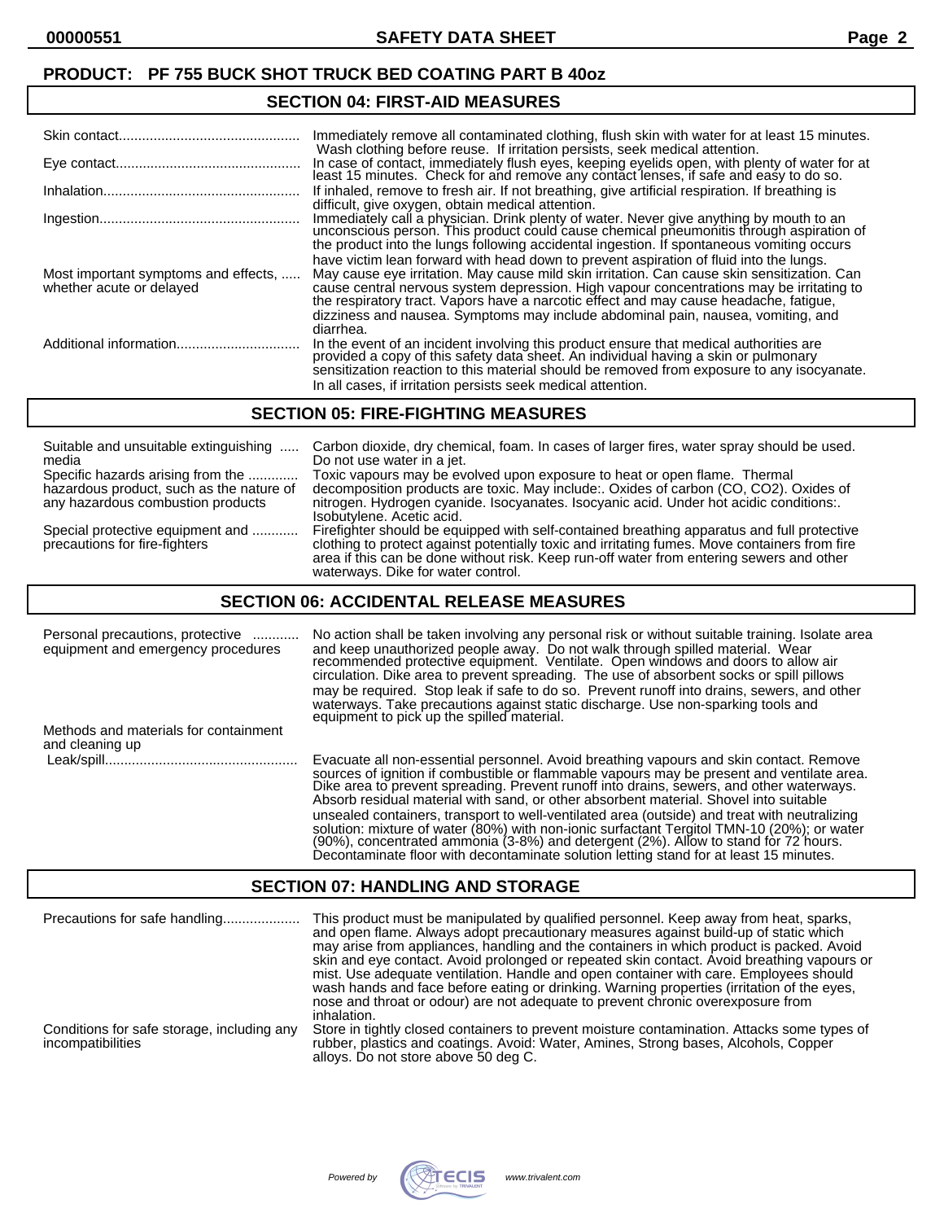**PRODUCT: PF 755 BUCK SHOT TRUCK BED COATING PART B 40oz**

## SECTION 04: FIRST-AID MEASURES

| | |
|---|---|
| Skin contact | Immediately remove all contaminated clothing, flush skin with water for at least 15 minutes. Wash clothing before reuse. If irritation persists, seek medical attention. |
| Eye contact | In case of contact, immediately flush eyes, keeping eyelids open, with plenty of water for at least 15 minutes. Check for and remove any contact lenses, if safe and easy to do so. |
| Inhalation | If inhaled, remove to fresh air. If not breathing, give artificial respiration. If breathing is difficult, give oxygen, obtain medical attention. |
| Ingestion | Immediately call a physician. Drink plenty of water. Never give anything by mouth to an unconscious person. This product could cause chemical pneumonitis through aspiration of the product into the lungs following accidental ingestion. If spontaneous vomiting occurs have victim lean forward with head down to prevent aspiration of fluid into the lungs. |
| Most important symptoms and effects, whether acute or delayed | May cause eye irritation. May cause mild skin irritation. Can cause skin sensitization. Can cause central nervous system depression. High vapour concentrations may be irritating to the respiratory tract. Vapors have a narcotic effect and may cause headache, fatigue, dizziness and nausea. Symptoms may include abdominal pain, nausea, vomiting, and diarrhea. |
| Additional information | In the event of an incident involving this product ensure that medical authorities are provided a copy of this safety data sheet. An individual having a skin or pulmonary sensitization reaction to this material should be removed from exposure to any isocyanate. In all cases, if irritation persists seek medical attention. |

## SECTION 05: FIRE-FIGHTING MEASURES

| | |
|---|---|
| Suitable and unsuitable extinguishing media | Carbon dioxide, dry chemical, foam. In cases of larger fires, water spray should be used. Do not use water in a jet. |
| Specific hazards arising from the hazardous product, such as the nature of any hazardous combustion products | Toxic vapours may be evolved upon exposure to heat or open flame. Thermal decomposition products are toxic. May include:. Oxides of carbon (CO, $CO_2$). Oxides of nitrogen. Hydrogen cyanide. Isocyanates. Isocyanic acid. Under hot acidic conditions:. Isobutylene. Acetic acid. |
| Special protective equipment and precautions for fire-fighters | Firefighter should be equipped with self-contained breathing apparatus and full protective clothing to protect against potentially toxic and irritating fumes. Move containers from fire area if this can be done without risk. Keep run-off water from entering sewers and other waterways. Dike for water control. |

## SECTION 06: ACCIDENTAL RELEASE MEASURES

| | |
|---|---|
| Personal precautions, protective equipment and emergency procedures | No action shall be taken involving any personal risk or without suitable training. Isolate area and keep unauthorized people away. Do not walk through spilled material. Wear recommended protective equipment. Ventilate. Open windows and doors to allow air circulation. Dike area to prevent spreading. The use of absorbent socks or spill pillows may be required. Stop leak if safe to do so. Prevent runoff into drains, sewers, and other waterways. Take precautions against static discharge. Use non-sparking tools and equipment to pick up the spilled material. |
| Methods and materials for containment and cleaning up | |
| Leak/spill | Evacuate all non-essential personnel. Avoid breathing vapours and skin contact. Remove sources of ignition if combustible or flammable vapours may be present and ventilate area. Dike area to prevent spreading. Prevent runoff into drains, sewers, and other waterways. Absorb residual material with sand, or other absorbent material. Shovel into suitable unsealed containers, transport to well-ventilated area (outside) and treat with neutralizing solution: mixture of water (80%) with non-ionic surfactant Tergitol TMN-10 (20%); or water (90%), concentrated ammonia (3-8%) and detergent (2%). Allow to stand for 72 hours. Decontaminate floor with decontaminate solution letting stand for at least 15 minutes. |

## SECTION 07: HANDLING AND STORAGE

| | |
|---|---|
| Precautions for safe handling | This product must be manipulated by qualified personnel. Keep away from heat, sparks, and open flame. Always adopt precautionary measures against build-up of static which may arise from appliances, handling and the containers in which product is packed. Avoid skin and eye contact. Avoid prolonged or repeated skin contact. Avoid breathing vapours or mist. Use adequate ventilation. Handle and open container with care. Employees should wash hands and face before eating or drinking. Warning properties (irritation of the eyes, nose and throat or odour) are not adequate to prevent chronic overexposure from inhalation. |
| Conditions for safe storage, including any incompatibilities | Store in tightly closed containers to prevent moisture contamination. Attacks some types of rubber, plastics and coatings. Avoid: Water, Amines, Strong bases, Alcohols, Copper alloys. Do not store above 50 deg C. |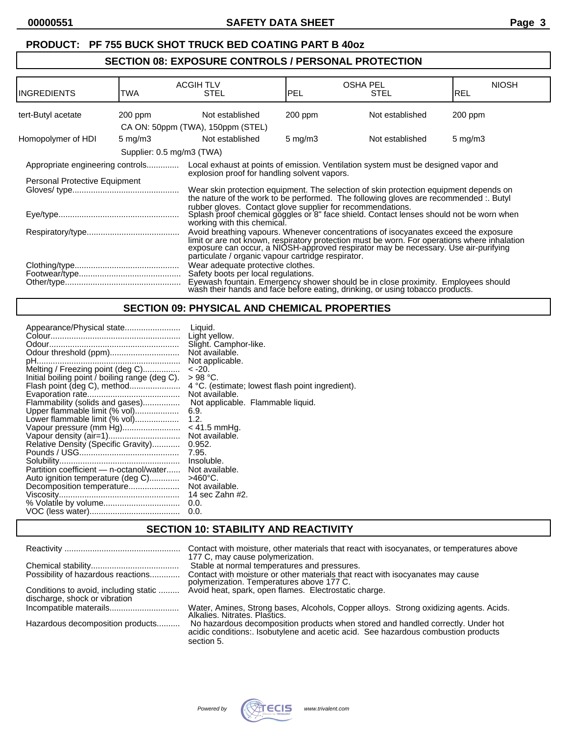**PRODUCT: PF 755 BUCK SHOT TRUCK BED COATING PART B 40oz**

## SECTION 08: EXPOSURE CONTROLS / PERSONAL PROTECTION

| INGREDIENTS | ACGIH TLV TWA | ACGIH TLV STEL | OSHA PEL PEL | OSHA PEL STEL | NIOSH REL |
|---|---|---|---|---|---|
| tert-Butyl acetate | 200 ppm | Not established | 200 ppm | Not established | 200 ppm |
| | CA ON: 50ppm (TWA), 150ppm (STEL) | | | | |
| Homopolymer of HDI | 5 mg/m3 | Not established | 5 mg/m3 | Not established | 5 mg/m3 |
| | Supplier: 0.5 mg/m3 (TWA) | | | | |

Appropriate engineering controls............. Local exhaust at points of emission. Ventilation system must be designed vapor and explosion proof for handling solvent vapors.

Personal Protective Equipment

Gloves/ type............................................. Wear skin protection equipment. The selection of skin protection equipment depends on the nature of the work to be performed. The following gloves are recommended :. Butyl rubber gloves. Contact glove supplier for recommendations.

Eye/type................................................... Splash proof chemical goggles or 8" face shield. Contact lenses should not be worn when working with this chemical.

Respiratory/type....................................... Avoid breathing vapours. Whenever concentrations of isocyanates exceed the exposure limit or are not known, respiratory protection must be worn. For operations where inhalation exposure can occur, a NIOSH-approved respirator may be necessary. Use air-purifying particulate / organic vapour cartridge respirator.

Clothing/type............................................ Wear adequate protective clothes.

Footwear/type........................................... Safety boots per local regulations.

Other/type................................................. Eyewash fountain. Emergency shower should be in close proximity. Employees should wash their hands and face before eating, drinking, or using tobacco products.

## SECTION 09: PHYSICAL AND CHEMICAL PROPERTIES

Appearance/Physical state........................ Liquid.
Colour....................................................... Light yellow.
Odour........................................................ Slight. Camphor-like.
Odour threshold (ppm).............................. Not available.
pH............................................................. Not applicable.
Melting / Freezing point (deg C)................ < -20.
Initial boiling point / boiling range (deg C). > 98 °C.
Flash point (deg C), method...................... 4 °C. (estimate; lowest flash point ingredient).
Evaporation rate........................................ Not available.
Flammability (solids and gases)................ Not applicable. Flammable liquid.
Upper flammable limit (% vol)................... 6.9.
Lower flammable limit (% vol)................... 1.2.
Vapour pressure (mm Hg)......................... < 41.5 mmHg.
Vapour density (air=1)............................... Not available.
Relative Density (Specific Gravity)............ 0.952.
Pounds / USG........................................... 7.95.
Solubility................................................... Insoluble.
Partition coefficient — n-octanol/water...... Not available.
Auto ignition temperature (deg C)............. >460°C.
Decomposition temperature...................... Not available.
Viscosity................................................... 14 sec Zahn #2.
% Volatile by volume................................. 0.0.
VOC (less water)....................................... 0.0.

## SECTION 10: STABILITY AND REACTIVITY

Reactivity ................................................. Contact with moisture, other materials that react with isocyanates, or temperatures above 177 C, may cause polymerization.

Chemical stability...................................... Stable at normal temperatures and pressures.

Possibility of hazardous reactions............. Contact with moisture or other materials that react with isocyanates may cause polymerization. Temperatures above 177 C.

Conditions to avoid, including static discharge, shock or vibration ......... Avoid heat, spark, open flames. Electrostatic charge.

Incompatible materails.............................. Water, Amines, Strong bases, Alcohols, Copper alloys. Strong oxidizing agents. Acids. Alkalies. Nitrates. Plastics.

Hazardous decomposition products.......... No hazardous decomposition products when stored and handled correctly. Under hot acidic conditions:. Isobutylene and acetic acid. See hazardous combustion products section 5.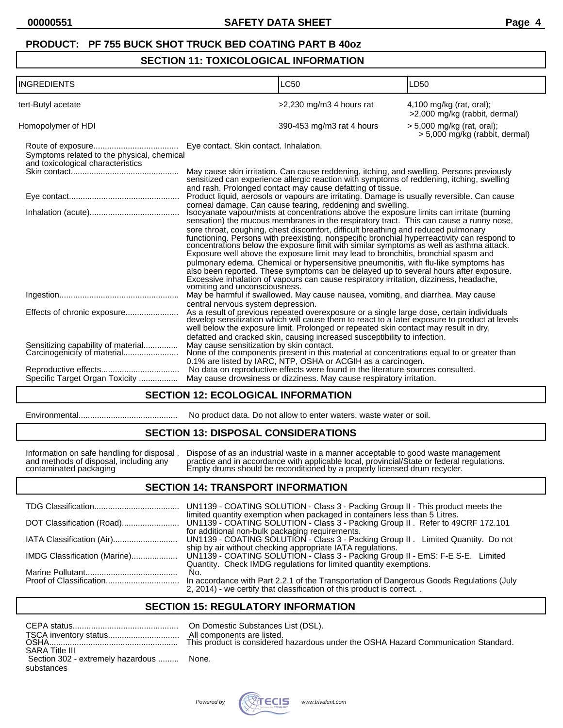**PRODUCT: PF 755 BUCK SHOT TRUCK BED COATING PART B 40oz**

## SECTION 11: TOXICOLOGICAL INFORMATION

| INGREDIENTS | LC50 | LD50 |
|---|---|---|
| tert-Butyl acetate | >2,230 mg/m3 4 hours rat | 4,100 mg/kg (rat, oral); >2,000 mg/kg (rabbit, dermal) |
| Homopolymer of HDI | 390-453 mg/m3 rat 4 hours | > 5,000 mg/kg (rat, oral); > 5,000 mg/kg (rabbit, dermal) |

Route of exposure.................................... Eye contact. Skin contact. Inhalation.

Symptoms related to the physical, chemical and toxicological characteristics

Skin contact.............................................. May cause skin irritation. Can cause reddening, itching, and swelling. Persons previously sensitized can experience allergic reaction with symptoms of reddening, itching, swelling and rash. Prolonged contact may cause defatting of tissue.

Eye contact............................................... Product liquid, aerosols or vapours are irritating. Damage is usually reversible. Can cause corneal damage. Can cause tearing, reddening and swelling.

Inhalation (acute)....................................... Isocyanate vapour/mists at concentrations above the exposure limits can irritate (burning sensation) the mucous membranes in the respiratory tract. This can cause a runny nose, sore throat, coughing, chest discomfort, difficult breathing and reduced pulmonary functioning. Persons with preexisting, nonspecific bronchial hyperreactivity can respond to concentrations below the exposure limit with similar symptoms as well as asthma attack. Exposure well above the exposure limit may lead to bronchitis, bronchial spasm and pulmonary edema. Chemical or hypersensitive pneumonitis, with flu-like symptoms has also been reported. These symptoms can be delayed up to several hours after exposure. Excessive inhalation of vapours can cause respiratory irritation, dizziness, headache, vomiting and unconsciousness.

Ingestion................................................... May be harmful if swallowed. May cause nausea, vomiting, and diarrhea. May cause central nervous system depression.

Effects of chronic exposure....................... As a result of previous repeated overexposure or a single large dose, certain individuals develop sensitization which will cause them to react to a later exposure to product at levels well below the exposure limit. Prolonged or repeated skin contact may result in dry, defatted and cracked skin, causing increased susceptibility to infection.

Sensitizing capability of material............... May cause sensitization by skin contact.

Carcinogenicity of material........................ None of the components present in this material at concentrations equal to or greater than 0.1% are listed by IARC, NTP, OSHA or ACGIH as a carcinogen.

Reproductive effects.................................. No data on reproductive effects were found in the literature sources consulted.

Specific Target Organ Toxicity ................. May cause drowsiness or dizziness. May cause respiratory irritation.

## SECTION 12: ECOLOGICAL INFORMATION

Environmental........................................... No product data. Do not allow to enter waters, waste water or soil.

## SECTION 13: DISPOSAL CONSIDERATIONS

Information on safe handling for disposal . and methods of disposal, including any contaminated packaging: Dispose of as an industrial waste in a manner acceptable to good waste management practice and in accordance with applicable local, provincial/State or federal regulations. Empty drums should be reconditioned by a properly licensed drum recycler.

## SECTION 14: TRANSPORT INFORMATION

TDG Classification..................................... UN1139 - COATING SOLUTION - Class 3 - Packing Group II - This product meets the limited quantity exemption when packaged in containers less than 5 Litres.

DOT Classification (Road)......................... UN1139 - COATING SOLUTION - Class 3 - Packing Group II . Refer to 49CRF 172.101 for additional non-bulk packaging requirements.

IATA Classification (Air)............................ UN1139 - COATING SOLUTION - Class 3 - Packing Group II . Limited Quantity. Do not ship by air without checking appropriate IATA regulations.

IMDG Classification (Marine).................... UN1139 - COATING SOLUTION - Class 3 - Packing Group II - EmS: F-E S-E. Limited Quantity. Check IMDG regulations for limited quantity exemptions.

Marine Pollutant........................................ No.

Proof of Classification................................ In accordance with Part 2.2.1 of the Transportation of Dangerous Goods Regulations (July 2, 2014) - we certify that classification of this product is correct. .

## SECTION 15: REGULATORY INFORMATION

CEPA status.............................................. On Domestic Substances List (DSL).

TSCA inventory status............................... All components are listed.

OSHA........................................................ This product is considered hazardous under the OSHA Hazard Communication Standard.

SARA Title III

Section 302 - extremely hazardous ......... substances: None.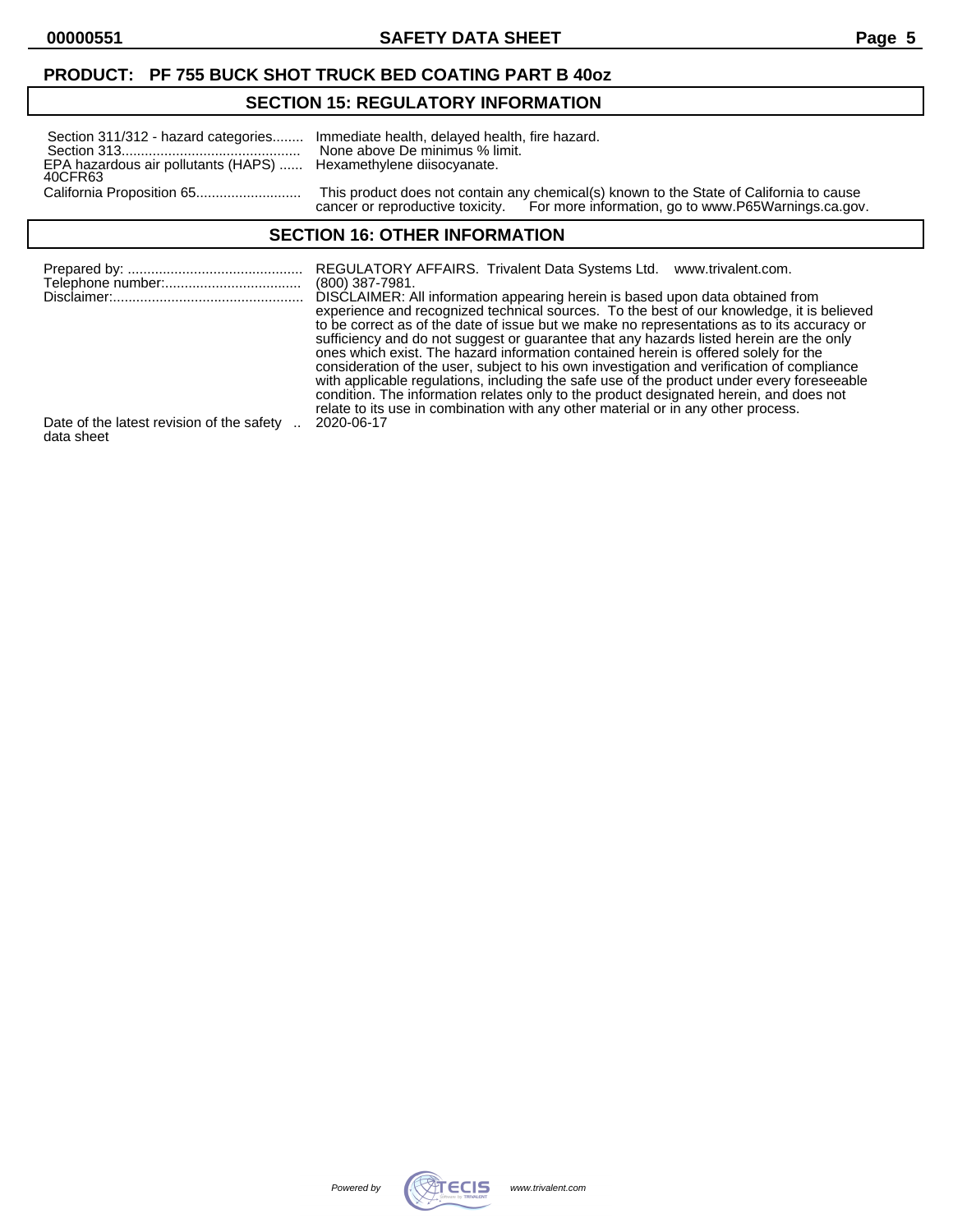**PRODUCT: PF 755 BUCK SHOT TRUCK BED COATING PART B 40oz**

## SECTION 15: REGULATORY INFORMATION

| | |
|---|---|
| Section 311/312 - hazard categories........ | Immediate health, delayed health, fire hazard. |
| Section 313............................................ | None above De minimus % limit. |
| EPA hazardous air pollutants (HAPS) ...... 40CFR63 | Hexamethylene diisocyanate. |
| California Proposition 65........................... | This product does not contain any chemical(s) known to the State of California to cause cancer or reproductive toxicity. For more information, go to www.P65Warnings.ca.gov. |

## SECTION 16: OTHER INFORMATION

| | |
|---|---|
| Prepared by: ............................................ | REGULATORY AFFAIRS. Trivalent Data Systems Ltd. www.trivalent.com. |
| Telephone number:................................... | (800) 387-7981. |
| Disclaimer:................................................ | DISCLAIMER: All information appearing herein is based upon data obtained from experience and recognized technical sources. To the best of our knowledge, it is believed to be correct as of the date of issue but we make no representations as to its accuracy or sufficiency and do not suggest or guarantee that any hazards listed herein are the only ones which exist. The hazard information contained herein is offered solely for the consideration of the user, subject to his own investigation and verification of compliance with applicable regulations, including the safe use of the product under every foreseeable condition. The information relates only to the product designated herein, and does not relate to its use in combination with any other material or in any other process. |
| Date of the latest revision of the safety .. data sheet | 2020-06-17 |

Powered by www.trivalent.com